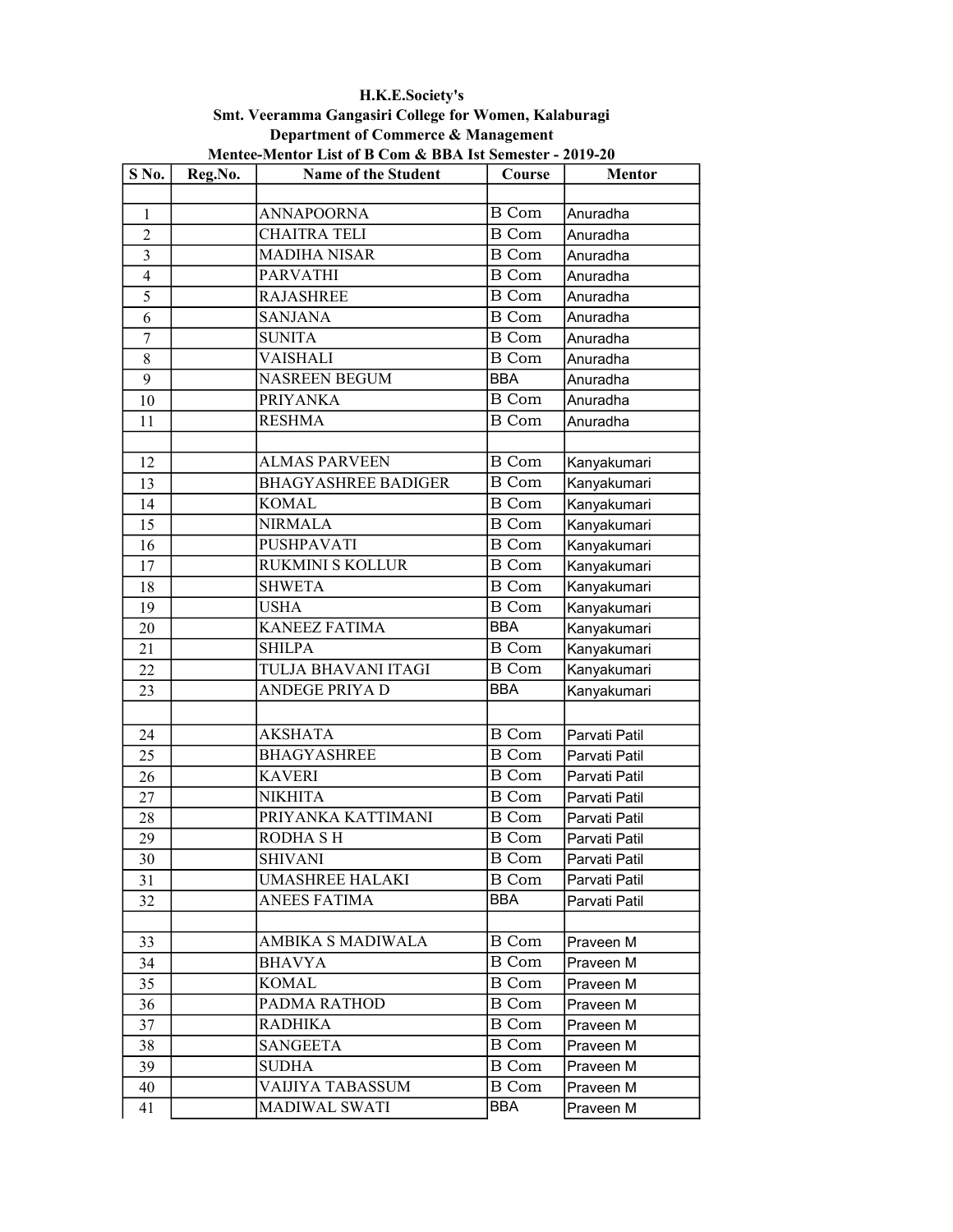**H.K.E.Society's**

**Smt. Veeramma Gangasiri College for Women, Kalaburagi**

**Department of Commerce & Management**

**Mentee-Mentor List of B Com & BBA Ist Semester - 2019-20**

| S No. | Reg.No. | Name of the Student | Course | Mentor |
|---|---|---|---|---|
| | | | | |
| 1 | | ANNAPOORNA | B Com | Anuradha |
| 2 | | CHAITRA TELI | B Com | Anuradha |
| 3 | | MADIHA NISAR | B Com | Anuradha |
| 4 | | PARVATHI | B Com | Anuradha |
| 5 | | RAJASHREE | B Com | Anuradha |
| 6 | | SANJANA | B Com | Anuradha |
| 7 | | SUNITA | B Com | Anuradha |
| 8 | | VAISHALI | B Com | Anuradha |
| 9 | | NASREEN BEGUM | BBA | Anuradha |
| 10 | | PRIYANKA | B Com | Anuradha |
| 11 | | RESHMA | B Com | Anuradha |
| | | | | |
| 12 | | ALMAS PARVEEN | B Com | Kanyakumari |
| 13 | | BHAGYASHREE BADIGER | B Com | Kanyakumari |
| 14 | | KOMAL | B Com | Kanyakumari |
| 15 | | NIRMALA | B Com | Kanyakumari |
| 16 | | PUSHPAVATI | B Com | Kanyakumari |
| 17 | | RUKMINI S KOLLUR | B Com | Kanyakumari |
| 18 | | SHWETA | B Com | Kanyakumari |
| 19 | | USHA | B Com | Kanyakumari |
| 20 | | KANEEZ FATIMA | BBA | Kanyakumari |
| 21 | | SHILPA | B Com | Kanyakumari |
| 22 | | TULJA BHAVANI ITAGI | B Com | Kanyakumari |
| 23 | | ANDEGE PRIYA D | BBA | Kanyakumari |
| | | | | |
| 24 | | AKSHATA | B Com | Parvati Patil |
| 25 | | BHAGYASHREE | B Com | Parvati Patil |
| 26 | | KAVERI | B Com | Parvati Patil |
| 27 | | NIKHITA | B Com | Parvati Patil |
| 28 | | PRIYANKA KATTIMANI | B Com | Parvati Patil |
| 29 | | RODHA S H | B Com | Parvati Patil |
| 30 | | SHIVANI | B Com | Parvati Patil |
| 31 | | UMASHREE HALAKI | B Com | Parvati Patil |
| 32 | | ANEES FATIMA | BBA | Parvati Patil |
| | | | | |
| 33 | | AMBIKA S MADIWALA | B Com | Praveen M |
| 34 | | BHAVYA | B Com | Praveen M |
| 35 | | KOMAL | B Com | Praveen M |
| 36 | | PADMA RATHOD | B Com | Praveen M |
| 37 | | RADHIKA | B Com | Praveen M |
| 38 | | SANGEETA | B Com | Praveen M |
| 39 | | SUDHA | B Com | Praveen M |
| 40 | | VAIJIYA TABASSUM | B Com | Praveen M |
| 41 | | MADIWAL SWATI | BBA | Praveen M |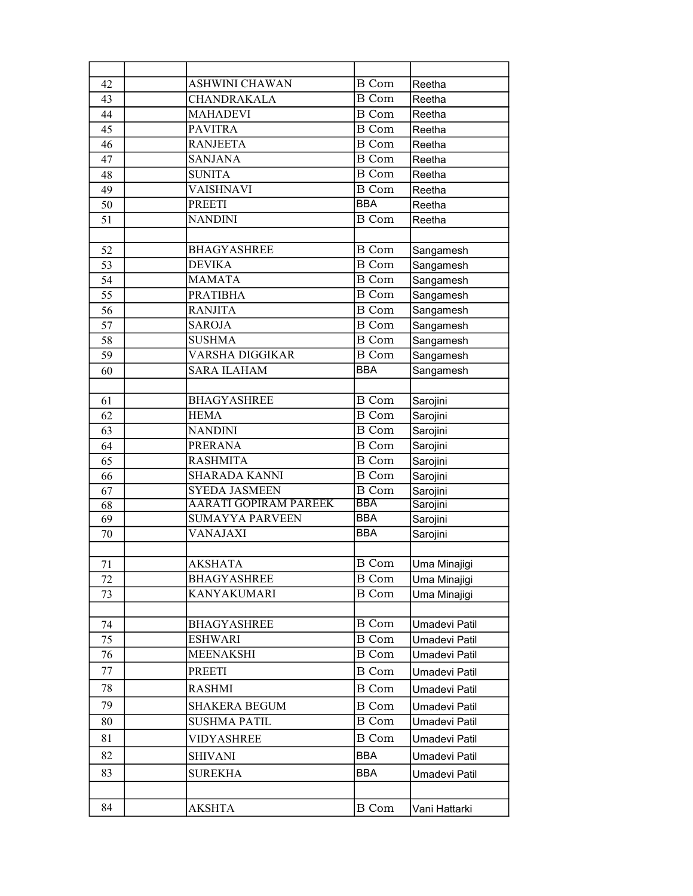| | | | | |
|---|---|---|---|---|
| 42 | | ASHWINI CHAWAN | B Com | Reetha |
| 43 | | CHANDRAKALA | B Com | Reetha |
| 44 | | MAHADEVI | B Com | Reetha |
| 45 | | PAVITRA | B Com | Reetha |
| 46 | | RANJEETA | B Com | Reetha |
| 47 | | SANJANA | B Com | Reetha |
| 48 | | SUNITA | B Com | Reetha |
| 49 | | VAISHNAVI | B Com | Reetha |
| 50 | | PREETI | BBA | Reetha |
| 51 | | NANDINI | B Com | Reetha |
| | | | | |
| 52 | | BHAGYASHREE | B Com | Sangamesh |
| 53 | | DEVIKA | B Com | Sangamesh |
| 54 | | MAMATA | B Com | Sangamesh |
| 55 | | PRATIBHA | B Com | Sangamesh |
| 56 | | RANJITA | B Com | Sangamesh |
| 57 | | SAROJA | B Com | Sangamesh |
| 58 | | SUSHMA | B Com | Sangamesh |
| 59 | | VARSHA DIGGIKAR | B Com | Sangamesh |
| 60 | | SARA ILAHAM | BBA | Sangamesh |
| | | | | |
| 61 | | BHAGYASHREE | B Com | Sarojini |
| 62 | | HEMA | B Com | Sarojini |
| 63 | | NANDINI | B Com | Sarojini |
| 64 | | PRERANA | B Com | Sarojini |
| 65 | | RASHMITA | B Com | Sarojini |
| 66 | | SHARADA KANNI | B Com | Sarojini |
| 67 | | SYEDA JASMEEN | B Com | Sarojini |
| 68 | | AARATI GOPIRAM PAREEK | BBA | Sarojini |
| 69 | | SUMAYYA PARVEEN | BBA | Sarojini |
| 70 | | VANAJAXI | BBA | Sarojini |
| | | | | |
| 71 | | AKSHATA | B Com | Uma Minajigi |
| 72 | | BHAGYASHREE | B Com | Uma Minajigi |
| 73 | | KANYAKUMARI | B Com | Uma Minajigi |
| | | | | |
| 74 | | BHAGYASHREE | B Com | Umadevi Patil |
| 75 | | ESHWARI | B Com | Umadevi Patil |
| 76 | | MEENAKSHI | B Com | Umadevi Patil |
| 77 | | PREETI | B Com | Umadevi Patil |
| 78 | | RASHMI | B Com | Umadevi Patil |
| 79 | | SHAKERA BEGUM | B Com | Umadevi Patil |
| 80 | | SUSHMA PATIL | B Com | Umadevi Patil |
| 81 | | VIDYASHREE | B Com | Umadevi Patil |
| 82 | | SHIVANI | BBA | Umadevi Patil |
| 83 | | SUREKHA | BBA | Umadevi Patil |
| | | | | |
| 84 | | AKSHTA | B Com | Vani Hattarki |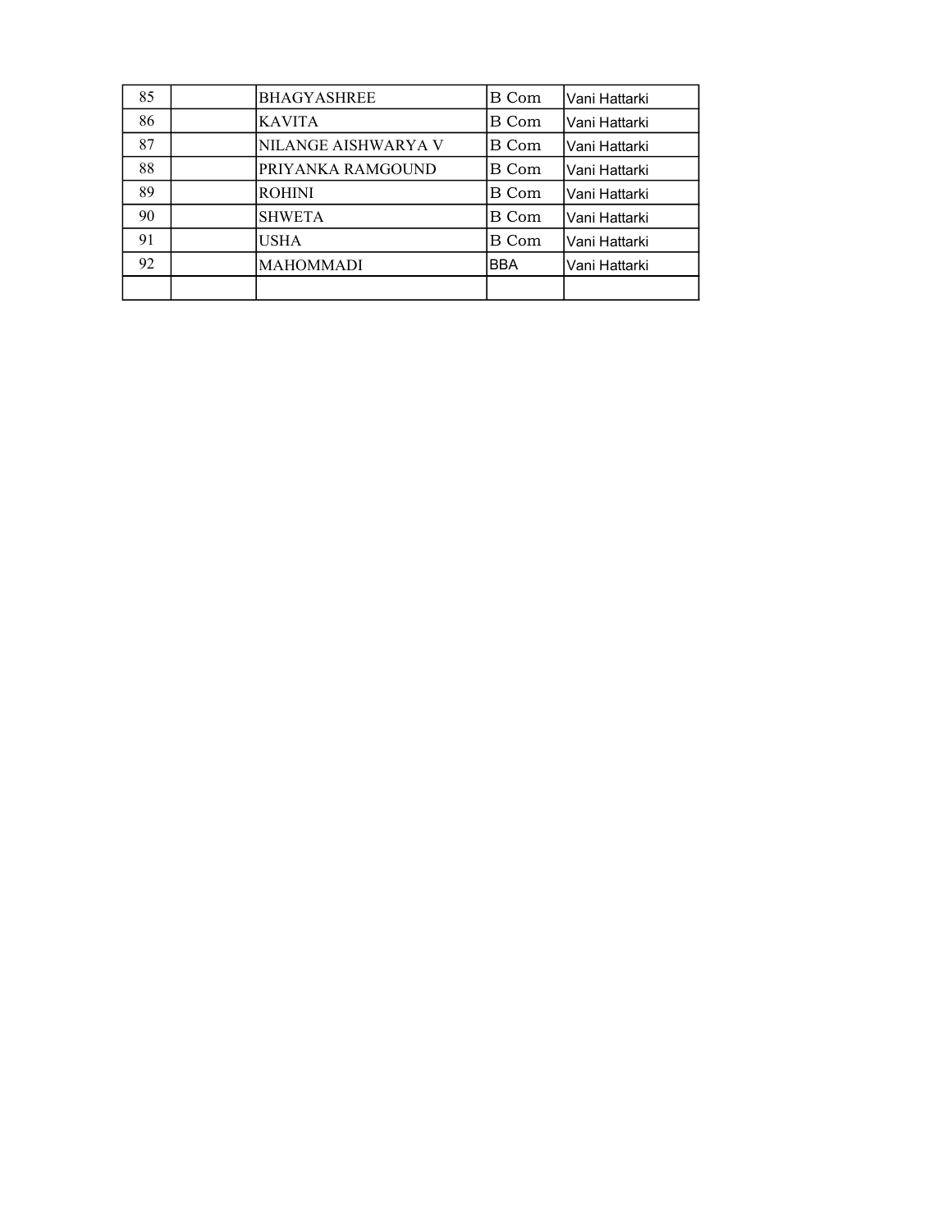| | | | | |
|---|---|---|---|---|
| 85 | | BHAGYASHREE | B Com | Vani Hattarki |
| 86 | | KAVITA | B Com | Vani Hattarki |
| 87 | | NILANGE AISHWARYA V | B Com | Vani Hattarki |
| 88 | | PRIYANKA RAMGOUND | B Com | Vani Hattarki |
| 89 | | ROHINI | B Com | Vani Hattarki |
| 90 | | SHWETA | B Com | Vani Hattarki |
| 91 | | USHA | B Com | Vani Hattarki |
| 92 | | MAHOMMADI | BBA | Vani Hattarki |
| | | | | |